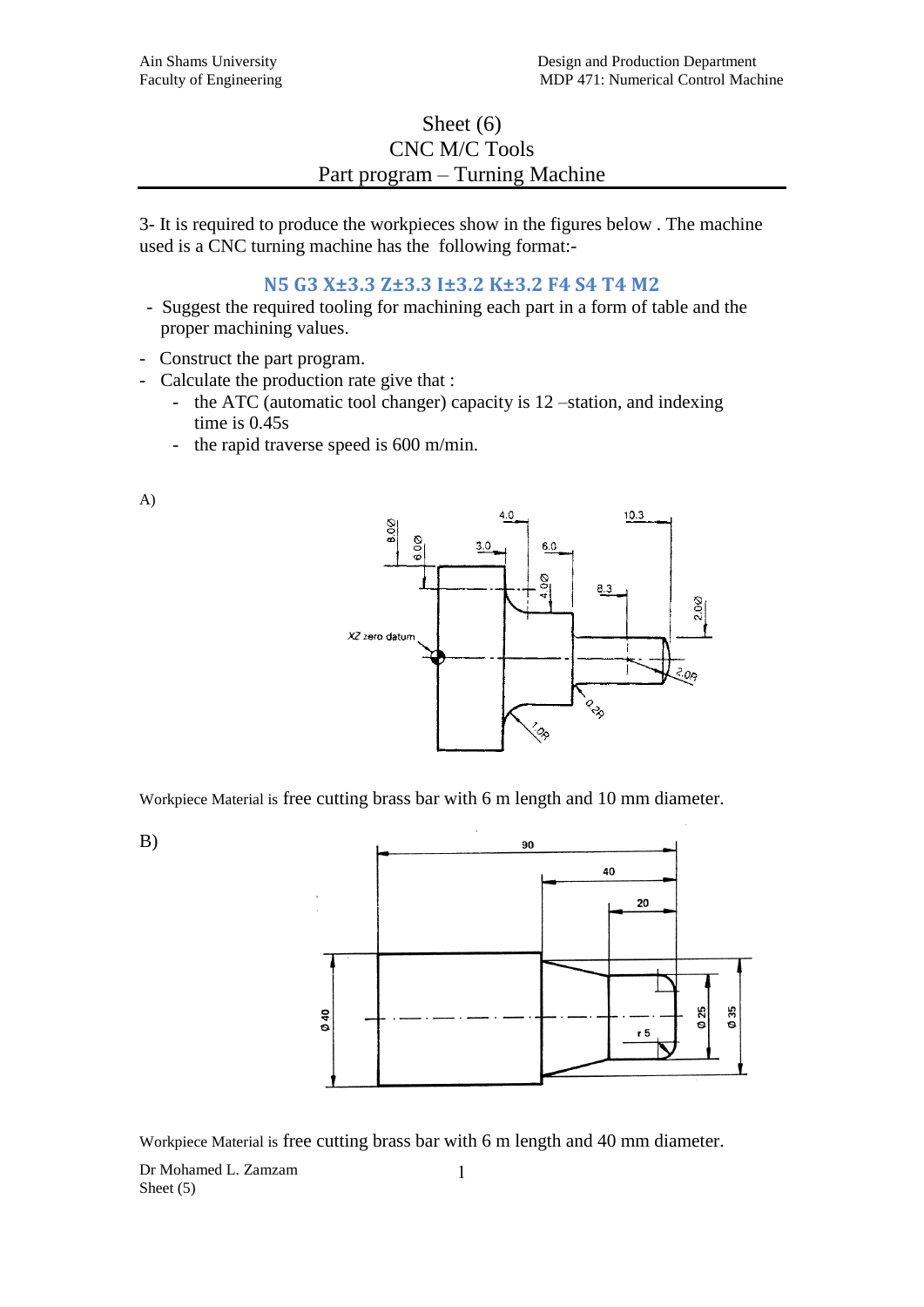# Sheet (6)
## CNC M/C Tools
## Part program – Turning Machine

3- It is required to produce the workpieces show in the figures below . The machine used is a CNC turning machine has the following format:-

**N5 G3 X±3.3 Z±3.3 I±3.2 K±3.2 F4 S4 T4 M2**

- Suggest the required tooling for machining each part in a form of table and the proper machining values.
- Construct the part program.
- Calculate the production rate give that :
  - the ATC (automatic tool changer) capacity is 12 –station, and indexing time is 0.45s
  - the rapid traverse speed is 600 m/min.

A)

Workpiece Material is free cutting brass bar with 6 m length and 10 mm diameter.

B)

Workpiece Material is free cutting brass bar with 6 m length and 40 mm diameter.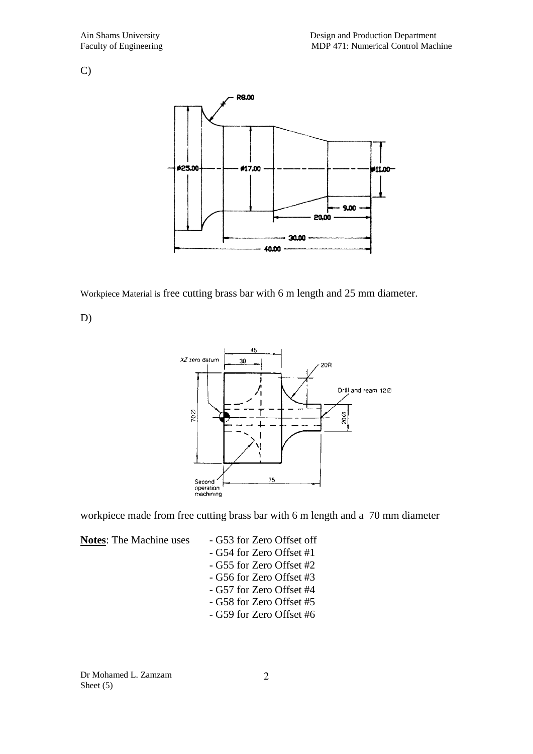C)

Workpiece Material is free cutting brass bar with 6 m length and 25 mm diameter.

D)

workpiece made from free cutting brass bar with 6 m length and a 70 mm diameter

**Notes**: The Machine uses

- G53 for Zero Offset off
- G54 for Zero Offset #1
- G55 for Zero Offset #2
- G56 for Zero Offset #3
- G57 for Zero Offset #4
- G58 for Zero Offset #5
- G59 for Zero Offset #6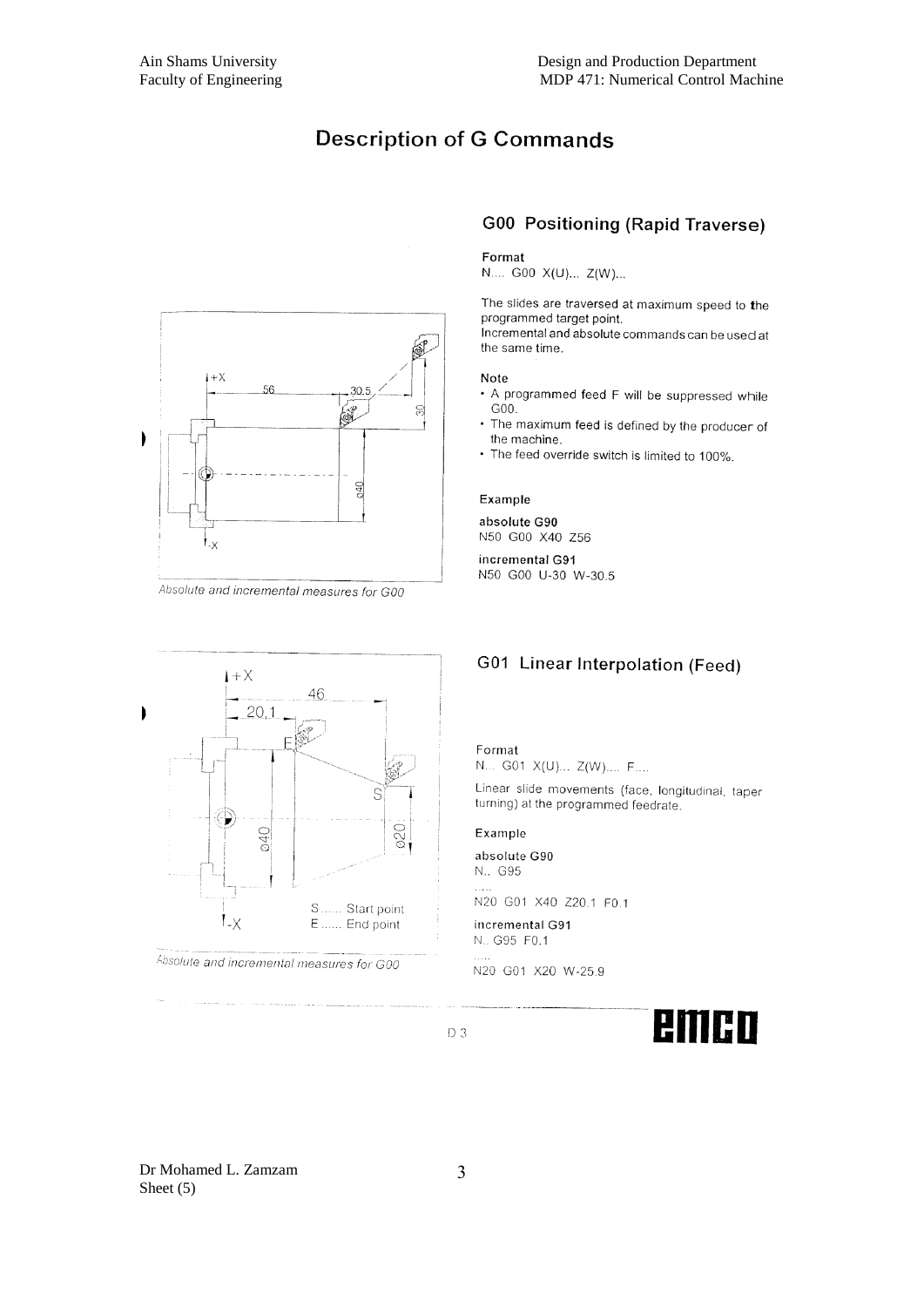# Description of G Commands

## G00 Positioning (Rapid Traverse)

**Format**

N.... G00 X(U)... Z(W)...

The slides are traversed at maximum speed to the programmed target point.
Incremental and absolute commands can be used at the same time.

**Note**

- A programmed feed F will be suppressed while G00.
- The maximum feed is defined by the producer of the machine.
- The feed override switch is limited to 100%.

**Example**

**absolute G90**
N50 G00 X40 Z56

**incremental G91**
N50 G00 U-30 W-30.5

+X
56
30.5
30
Ø40
-X

*Absolute and incremental measures for G00*

## G01 Linear Interpolation (Feed)

**Format**

N... G01 X(U)... Z(W).... F....

Linear slide movements (face, longitudinal, taper turning) at the programmed feedrate.

**Example**

**absolute G90**
N.. G95
.....
N20 G01 X40 Z20.1 F0.1

**incremental G91**
N.. G95 F0.1
.....
N20 G01 X20 W-25.9

+X
46
20,1
E
S
Ø40
Ø20
-X
S...... Start point
E...... End point

*Absolute and incremental measures for G00*

D 3

emco